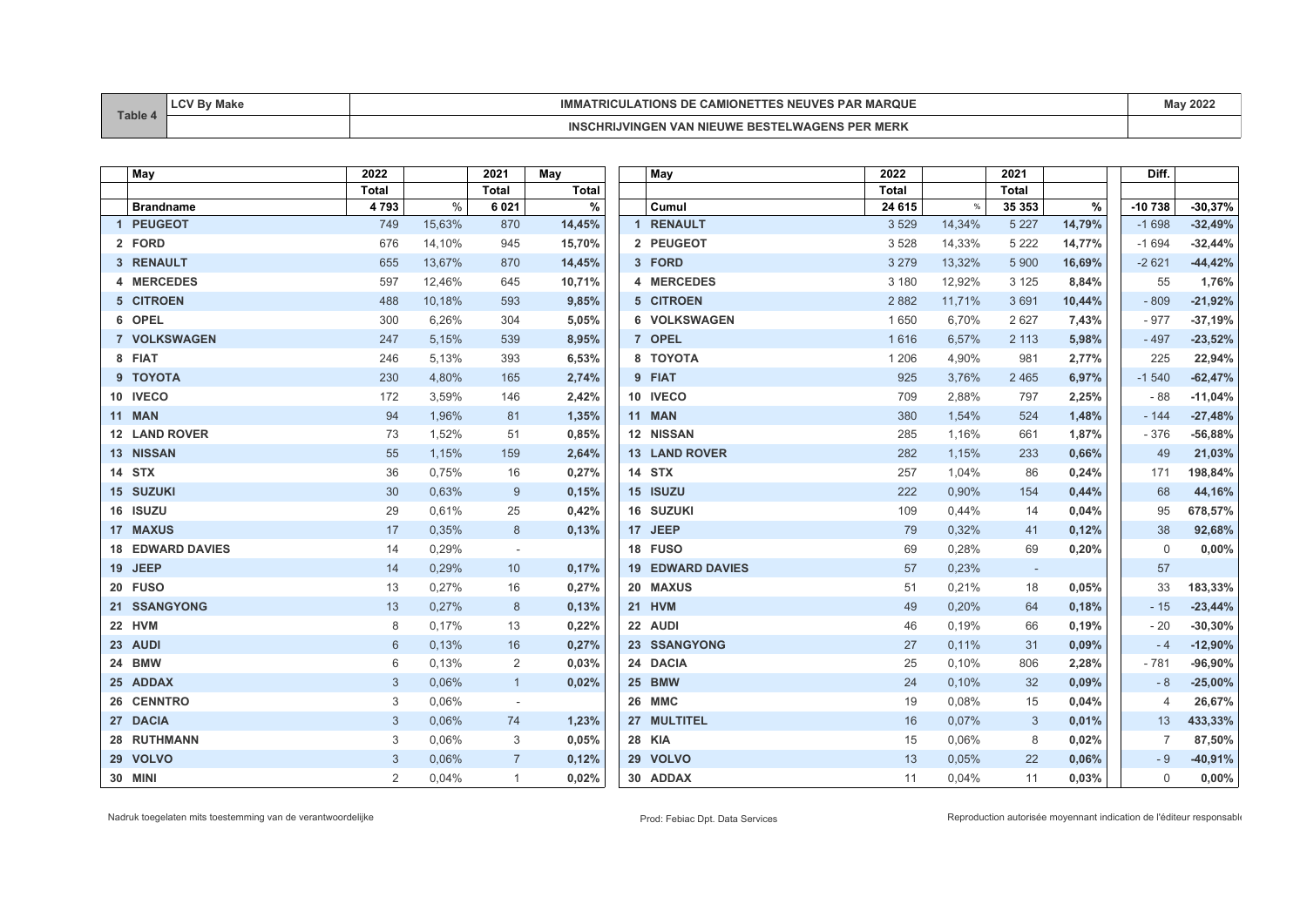| Table 4 | LCV By Make | IMMATRICULATIONS DE CAMIONETTES NEUVES PAR MARQUE | May 2022 |
|---|---|---|---|
| | | INSCHRIJVINGEN VAN NIEUWE BESTELWAGENS PER MERK | |

| | May | 2022 | | 2021 | May |
|---|---|---|---|---|---|
| | | Total | | Total | Total |
| | Brandname | 4 793 | % | 6 021 | % |
| 1 | PEUGEOT | 749 | 15,63% | 870 | 14,45% |
| 2 | FORD | 676 | 14,10% | 945 | 15,70% |
| 3 | RENAULT | 655 | 13,67% | 870 | 14,45% |
| 4 | MERCEDES | 597 | 12,46% | 645 | 10,71% |
| 5 | CITROEN | 488 | 10,18% | 593 | 9,85% |
| 6 | OPEL | 300 | 6,26% | 304 | 5,05% |
| 7 | VOLKSWAGEN | 247 | 5,15% | 539 | 8,95% |
| 8 | FIAT | 246 | 5,13% | 393 | 6,53% |
| 9 | TOYOTA | 230 | 4,80% | 165 | 2,74% |
| 10 | IVECO | 172 | 3,59% | 146 | 2,42% |
| 11 | MAN | 94 | 1,96% | 81 | 1,35% |
| 12 | LAND ROVER | 73 | 1,52% | 51 | 0,85% |
| 13 | NISSAN | 55 | 1,15% | 159 | 2,64% |
| 14 | STX | 36 | 0,75% | 16 | 0,27% |
| 15 | SUZUKI | 30 | 0,63% | 9 | 0,15% |
| 16 | ISUZU | 29 | 0,61% | 25 | 0,42% |
| 17 | MAXUS | 17 | 0,35% | 8 | 0,13% |
| 18 | EDWARD DAVIES | 14 | 0,29% | - | |
| 19 | JEEP | 14 | 0,29% | 10 | 0,17% |
| 20 | FUSO | 13 | 0,27% | 16 | 0,27% |
| 21 | SSANGYONG | 13 | 0,27% | 8 | 0,13% |
| 22 | HVM | 8 | 0,17% | 13 | 0,22% |
| 23 | AUDI | 6 | 0,13% | 16 | 0,27% |
| 24 | BMW | 6 | 0,13% | 2 | 0,03% |
| 25 | ADDAX | 3 | 0,06% | 1 | 0,02% |
| 26 | CENNTRO | 3 | 0,06% | - | |
| 27 | DACIA | 3 | 0,06% | 74 | 1,23% |
| 28 | RUTHMANN | 3 | 0,06% | 3 | 0,05% |
| 29 | VOLVO | 3 | 0,06% | 7 | 0,12% |
| 30 | MINI | 2 | 0,04% | 1 | 0,02% |

| | May | 2022 | | 2021 | | Diff. | |
|---|---|---|---|---|---|---|---|
| | | Total | | Total | | | |
| | Cumul | 24 615 | % | 35 353 | % | -10 738 | -30,37% |
| 1 | RENAULT | 3 529 | 14,34% | 5 227 | 14,79% | -1 698 | -32,49% |
| 2 | PEUGEOT | 3 528 | 14,33% | 5 222 | 14,77% | -1 694 | -32,44% |
| 3 | FORD | 3 279 | 13,32% | 5 900 | 16,69% | -2 621 | -44,42% |
| 4 | MERCEDES | 3 180 | 12,92% | 3 125 | 8,84% | 55 | 1,76% |
| 5 | CITROEN | 2 882 | 11,71% | 3 691 | 10,44% | - 809 | -21,92% |
| 6 | VOLKSWAGEN | 1 650 | 6,70% | 2 627 | 7,43% | - 977 | -37,19% |
| 7 | OPEL | 1 616 | 6,57% | 2 113 | 5,98% | - 497 | -23,52% |
| 8 | TOYOTA | 1 206 | 4,90% | 981 | 2,77% | 225 | 22,94% |
| 9 | FIAT | 925 | 3,76% | 2 465 | 6,97% | -1 540 | -62,47% |
| 10 | IVECO | 709 | 2,88% | 797 | 2,25% | - 88 | -11,04% |
| 11 | MAN | 380 | 1,54% | 524 | 1,48% | - 144 | -27,48% |
| 12 | NISSAN | 285 | 1,16% | 661 | 1,87% | - 376 | -56,88% |
| 13 | LAND ROVER | 282 | 1,15% | 233 | 0,66% | 49 | 21,03% |
| 14 | STX | 257 | 1,04% | 86 | 0,24% | 171 | 198,84% |
| 15 | ISUZU | 222 | 0,90% | 154 | 0,44% | 68 | 44,16% |
| 16 | SUZUKI | 109 | 0,44% | 14 | 0,04% | 95 | 678,57% |
| 17 | JEEP | 79 | 0,32% | 41 | 0,12% | 38 | 92,68% |
| 18 | FUSO | 69 | 0,28% | 69 | 0,20% | 0 | 0,00% |
| 19 | EDWARD DAVIES | 57 | 0,23% | - | | 57 | |
| 20 | MAXUS | 51 | 0,21% | 18 | 0,05% | 33 | 183,33% |
| 21 | HVM | 49 | 0,20% | 64 | 0,18% | - 15 | -23,44% |
| 22 | AUDI | 46 | 0,19% | 66 | 0,19% | - 20 | -30,30% |
| 23 | SSANGYONG | 27 | 0,11% | 31 | 0,09% | - 4 | -12,90% |
| 24 | DACIA | 25 | 0,10% | 806 | 2,28% | - 781 | -96,90% |
| 25 | BMW | 24 | 0,10% | 32 | 0,09% | - 8 | -25,00% |
| 26 | MMC | 19 | 0,08% | 15 | 0,04% | 4 | 26,67% |
| 27 | MULTITEL | 16 | 0,07% | 3 | 0,01% | 13 | 433,33% |
| 28 | KIA | 15 | 0,06% | 8 | 0,02% | 7 | 87,50% |
| 29 | VOLVO | 13 | 0,05% | 22 | 0,06% | - 9 | -40,91% |
| 30 | ADDAX | 11 | 0,04% | 11 | 0,03% | 0 | 0,00% |

Nadruk toegelaten mits toestemming van de verantwoordelijke

Prod: Febiac Dpt. Data Services

Reproduction autorisée moyennant indication de l'éditeur responsable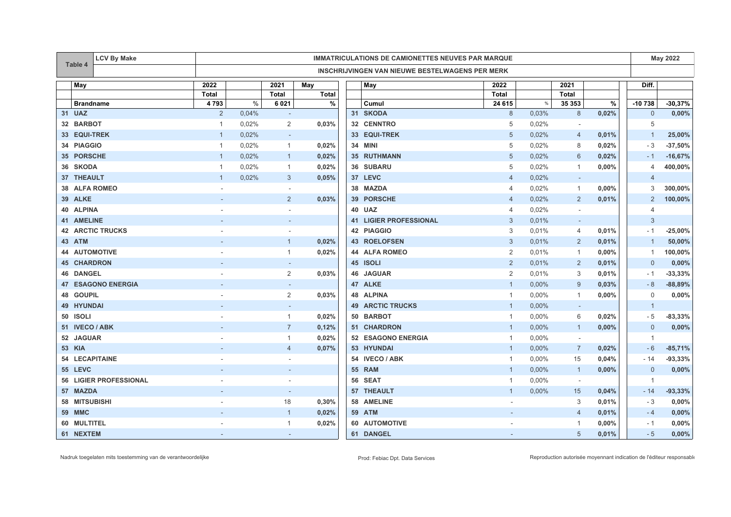| Table 4 | LCV By Make | IMMATRICULATIONS DE CAMIONETTES NEUVES PAR MARQUE / INSCHRIJVINGEN VAN NIEUWE BESTELWAGENS PER MERK | May 2022 |
|---|---|---|---|

| | May | 2022 | | 2021 | May | | | May | 2022 | | 2021 | | Diff. | |
|---|---|---|---|---|---|---|---|---|---|---|---|---|---|---|
| | | Total | | Total | Total | | | | Total | | Total | | | |
| | Brandname | 4 793 | % | 6 021 | % | | | Cumul | 24 615 | % | 35 353 | % | -10 738 | -30,37% |
| 31 | UAZ | 2 | 0,04% | - | | | 31 | SKODA | 8 | 0,03% | 8 | 0,02% | 0 | 0,00% |
| 32 | BARBOT | 1 | 0,02% | 2 | 0,03% | | 32 | CENNTRO | 5 | 0,02% | - | | 5 | |
| 33 | EQUI-TREK | 1 | 0,02% | - | | | 33 | EQUI-TREK | 5 | 0,02% | 4 | 0,01% | 1 | 25,00% |
| 34 | PIAGGIO | 1 | 0,02% | 1 | 0,02% | | 34 | MINI | 5 | 0,02% | 8 | 0,02% | - 3 | -37,50% |
| 35 | PORSCHE | 1 | 0,02% | 1 | 0,02% | | 35 | RUTHMANN | 5 | 0,02% | 6 | 0,02% | - 1 | -16,67% |
| 36 | SKODA | 1 | 0,02% | 1 | 0,02% | | 36 | SUBARU | 5 | 0,02% | 1 | 0,00% | 4 | 400,00% |
| 37 | THEAULT | 1 | 0,02% | 3 | 0,05% | | 37 | LEVC | 4 | 0,02% | - | | 4 | |
| 38 | ALFA ROMEO | - | | - | | | 38 | MAZDA | 4 | 0,02% | 1 | 0,00% | 3 | 300,00% |
| 39 | ALKE | - | | 2 | 0,03% | | 39 | PORSCHE | 4 | 0,02% | 2 | 0,01% | 2 | 100,00% |
| 40 | ALPINA | - | | - | | | 40 | UAZ | 4 | 0,02% | - | | 4 | |
| 41 | AMELINE | - | | - | | | 41 | LIGIER PROFESSIONAL | 3 | 0,01% | - | | 3 | |
| 42 | ARCTIC TRUCKS | - | | - | | | 42 | PIAGGIO | 3 | 0,01% | 4 | 0,01% | - 1 | -25,00% |
| 43 | ATM | - | | 1 | 0,02% | | 43 | ROELOFSEN | 3 | 0,01% | 2 | 0,01% | 1 | 50,00% |
| 44 | AUTOMOTIVE | - | | 1 | 0,02% | | 44 | ALFA ROMEO | 2 | 0,01% | 1 | 0,00% | 1 | 100,00% |
| 45 | CHARDRON | - | | - | | | 45 | ISOLI | 2 | 0,01% | 2 | 0,01% | 0 | 0,00% |
| 46 | DANGEL | - | | 2 | 0,03% | | 46 | JAGUAR | 2 | 0,01% | 3 | 0,01% | - 1 | -33,33% |
| 47 | ESAGONO ENERGIA | - | | - | | | 47 | ALKE | 1 | 0,00% | 9 | 0,03% | - 8 | -88,89% |
| 48 | GOUPIL | - | | 2 | 0,03% | | 48 | ALPINA | 1 | 0,00% | 1 | 0,00% | 0 | 0,00% |
| 49 | HYUNDAI | - | | - | | | 49 | ARCTIC TRUCKS | 1 | 0,00% | - | | 1 | |
| 50 | ISOLI | - | | 1 | 0,02% | | 50 | BARBOT | 1 | 0,00% | 6 | 0,02% | - 5 | -83,33% |
| 51 | IVECO / ABK | - | | 7 | 0,12% | | 51 | CHARDRON | 1 | 0,00% | 1 | 0,00% | 0 | 0,00% |
| 52 | JAGUAR | - | | 1 | 0,02% | | 52 | ESAGONO ENERGIA | 1 | 0,00% | - | | 1 | |
| 53 | KIA | - | | 4 | 0,07% | | 53 | HYUNDAI | 1 | 0,00% | 7 | 0,02% | - 6 | -85,71% |
| 54 | LECAPITAINE | - | | - | | | 54 | IVECO / ABK | 1 | 0,00% | 15 | 0,04% | - 14 | -93,33% |
| 55 | LEVC | - | | - | | | 55 | RAM | 1 | 0,00% | 1 | 0,00% | 0 | 0,00% |
| 56 | LIGIER PROFESSIONAL | - | | - | | | 56 | SEAT | 1 | 0,00% | - | | 1 | |
| 57 | MAZDA | - | | - | | | 57 | THEAULT | 1 | 0,00% | 15 | 0,04% | - 14 | -93,33% |
| 58 | MITSUBISHI | - | | 18 | 0,30% | | 58 | AMELINE | - | | 3 | 0,01% | - 3 | 0,00% |
| 59 | MMC | - | | 1 | 0,02% | | 59 | ATM | - | | 4 | 0,01% | - 4 | 0,00% |
| 60 | MULTITEL | - | | 1 | 0,02% | | 60 | AUTOMOTIVE | - | | 1 | 0,00% | - 1 | 0,00% |
| 61 | NEXTEM | - | | - | | | 61 | DANGEL | - | | 5 | 0,01% | - 5 | 0,00% |

Nadruk toegelaten mits toestemming van de verantwoordelijke

Prod: Febiac Dpt. Data Services

Reproduction autorisée moyennant indication de l'éditeur responsable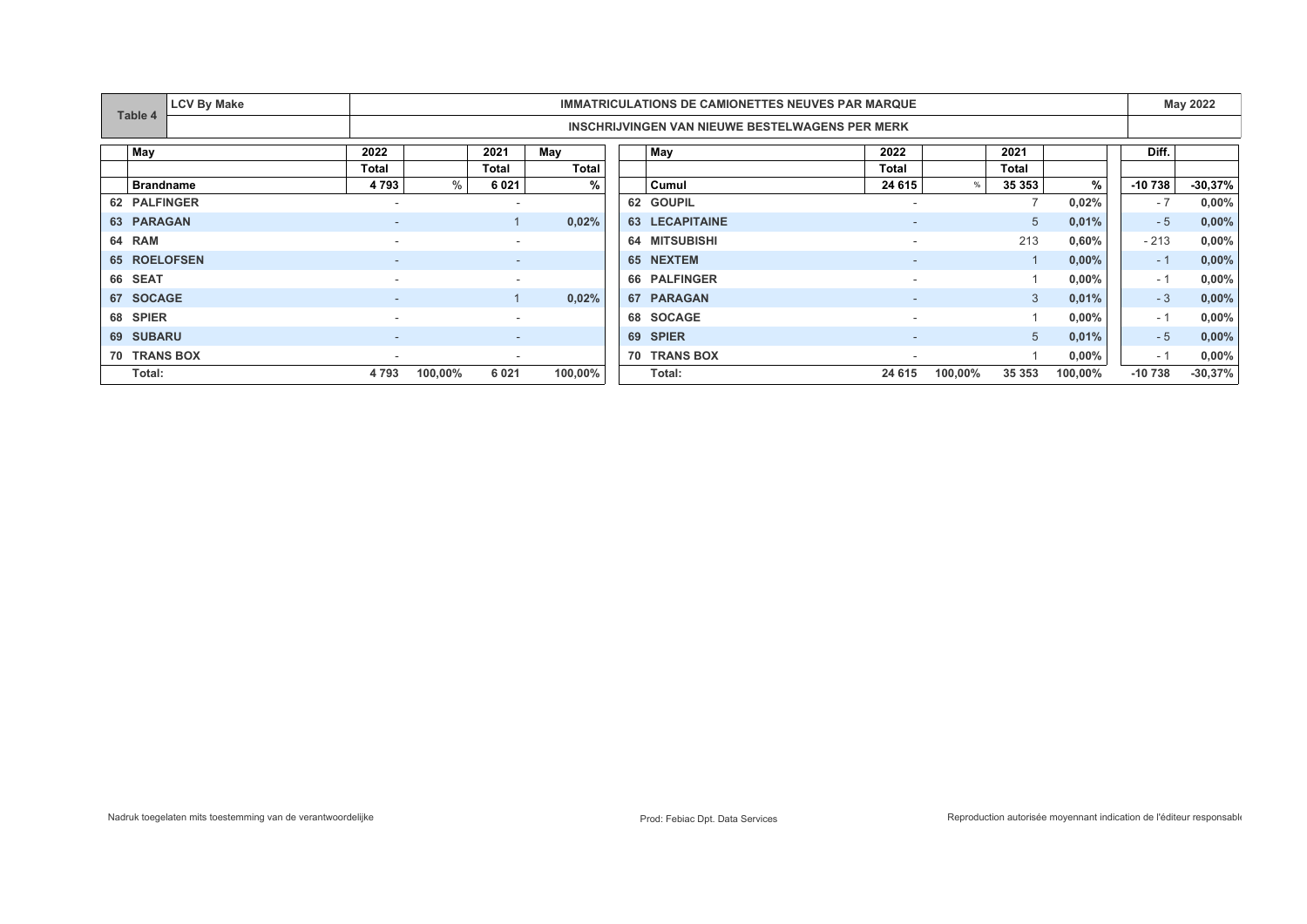| Table 4 | LCV By Make | IMMATRICULATIONS DE CAMIONETTES NEUVES PAR MARQUE | May 2022 |
|---|---|---|---|
| | | INSCHRIJVINGEN VAN NIEUWE BESTELWAGENS PER MERK | |

| | May | 2022 | | 2021 | May | | May | 2022 | | 2021 | | Diff. | |
|---|---|---|---|---|---|---|---|---|---|---|---|---|---|
| | | Total | | Total | Total | | | Total | | Total | | | |
| | Brandname | 4 793 | % | 6 021 | % | | Cumul | 24 615 | % | 35 353 | % | -10 738 | -30,37% |
| 62 | PALFINGER | - | | - | | 62 | GOUPIL | - | | 7 | 0,02% | - 7 | 0,00% |
| 63 | PARAGAN | - | | 1 | 0,02% | 63 | LECAPITAINE | - | | 5 | 0,01% | - 5 | 0,00% |
| 64 | RAM | - | | - | | 64 | MITSUBISHI | - | | 213 | 0,60% | - 213 | 0,00% |
| 65 | ROELOFSEN | - | | - | | 65 | NEXTEM | - | | 1 | 0,00% | - 1 | 0,00% |
| 66 | SEAT | - | | - | | 66 | PALFINGER | - | | 1 | 0,00% | - 1 | 0,00% |
| 67 | SOCAGE | - | | 1 | 0,02% | 67 | PARAGAN | - | | 3 | 0,01% | - 3 | 0,00% |
| 68 | SPIER | - | | - | | 68 | SOCAGE | - | | 1 | 0,00% | - 1 | 0,00% |
| 69 | SUBARU | - | | - | | 69 | SPIER | - | | 5 | 0,01% | - 5 | 0,00% |
| 70 | TRANS BOX | - | | - | | 70 | TRANS BOX | - | | 1 | 0,00% | - 1 | 0,00% |
| | Total: | 4 793 | 100,00% | 6 021 | 100,00% | | Total: | 24 615 | 100,00% | 35 353 | 100,00% | -10 738 | -30,37% |

Nadruk toegelaten mits toestemming van de verantwoordelijke

Prod: Febiac Dpt. Data Services

Reproduction autorisée moyennant indication de l'éditeur responsable